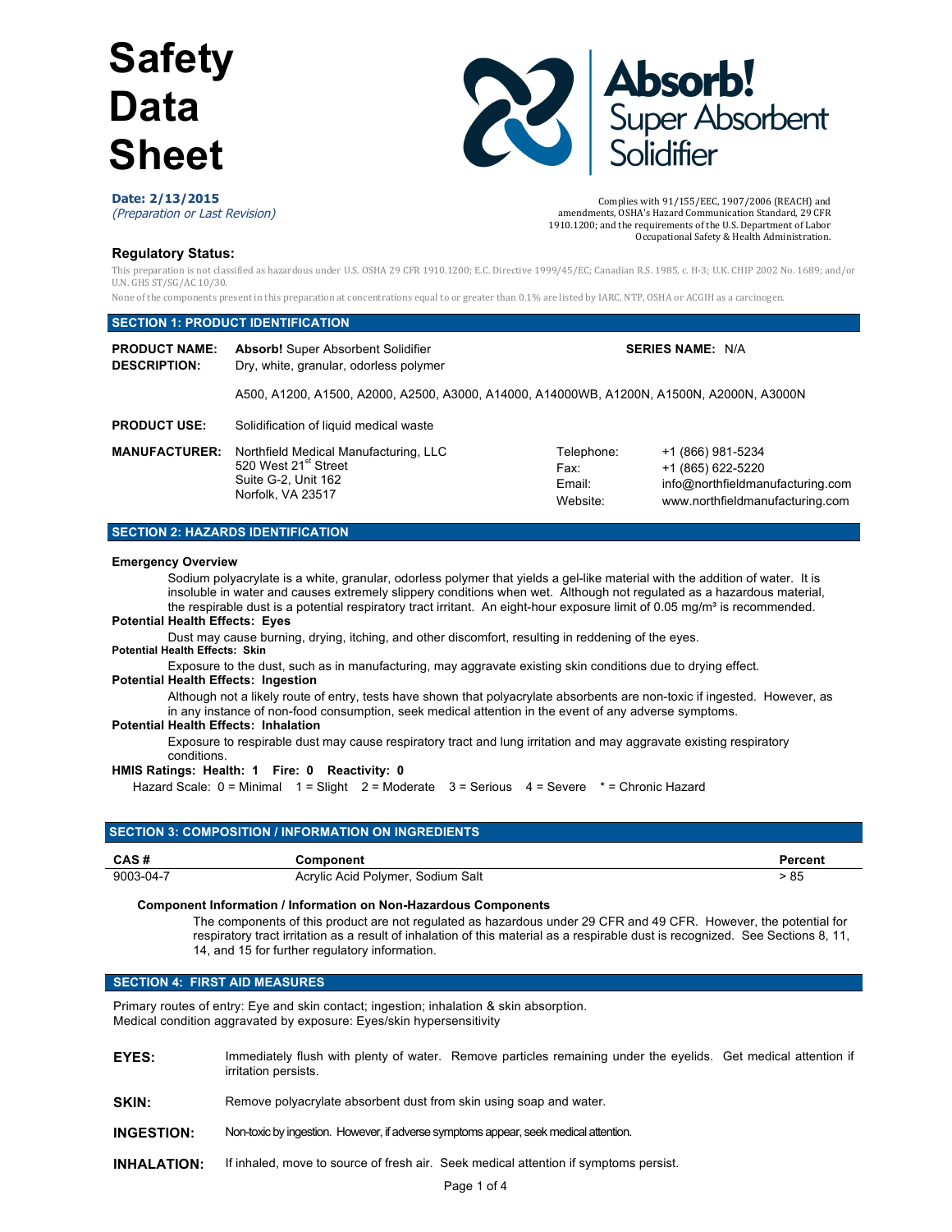# Safety Data Sheet

**Absorb!** Super Absorbent Solidifier

**Date: 2/13/2015**
*(Preparation or Last Revision)*

Complies with 91/155/EEC, 1907/2006 (REACH) and amendments, OSHA's Hazard Communication Standard, 29 CFR 1910.1200; and the requirements of the U.S. Department of Labor Occupational Safety & Health Administration.

### Regulatory Status:

This preparation is not classified as hazardous under U.S. OSHA 29 CFR 1910.1200; E.C. Directive 1999/45/EC; Canadian R.S. 1985, c. H-3; U.K. CHIP 2002 No. 1689; and/or U.N. GHS ST/SG/AC 10/30.

None of the components present in this preparation at concentrations equal to or greater than 0.1% are listed by IARC, NTP, OSHA or ACGIH as a carcinogen.

## SECTION 1: PRODUCT IDENTIFICATION

**PRODUCT NAME:** **Absorb!** Super Absorbent Solidifier

**SERIES NAME:** N/A

**DESCRIPTION:** Dry, white, granular, odorless polymer

A500, A1200, A1500, A2000, A2500, A3000, A14000, A14000WB, A1200N, A1500N, A2000N, A3000N

**PRODUCT USE:** Solidification of liquid medical waste

**MANUFACTURER:** Northfield Medical Manufacturing, LLC
520 West 21st Street
Suite G-2, Unit 162
Norfolk, VA 23517

Telephone: +1 (866) 981-5234
Fax: +1 (865) 622-5220
Email: info@northfieldmanufacturing.com
Website: www.northfieldmanufacturing.com

## SECTION 2: HAZARDS IDENTIFICATION

**Emergency Overview**

Sodium polyacrylate is a white, granular, odorless polymer that yields a gel-like material with the addition of water. It is insoluble in water and causes extremely slippery conditions when wet. Although not regulated as a hazardous material, the respirable dust is a potential respiratory tract irritant. An eight-hour exposure limit of 0.05 mg/m³ is recommended.

**Potential Health Effects: Eyes**

Dust may cause burning, drying, itching, and other discomfort, resulting in reddening of the eyes.

**Potential Health Effects: Skin**

Exposure to the dust, such as in manufacturing, may aggravate existing skin conditions due to drying effect.

**Potential Health Effects: Ingestion**

Although not a likely route of entry, tests have shown that polyacrylate absorbents are non-toxic if ingested. However, as in any instance of non-food consumption, seek medical attention in the event of any adverse symptoms.

**Potential Health Effects: Inhalation**

Exposure to respirable dust may cause respiratory tract and lung irritation and may aggravate existing respiratory conditions.

**HMIS Ratings: Health: 1 Fire: 0 Reactivity: 0**

Hazard Scale: 0 = Minimal 1 = Slight 2 = Moderate 3 = Serious 4 = Severe * = Chronic Hazard

## SECTION 3: COMPOSITION / INFORMATION ON INGREDIENTS

| CAS # | Component | Percent |
|---|---|---|
| 9003-04-7 | Acrylic Acid Polymer, Sodium Salt | > 85 |

**Component Information / Information on Non-Hazardous Components**

The components of this product are not regulated as hazardous under 29 CFR and 49 CFR. However, the potential for respiratory tract irritation as a result of inhalation of this material as a respirable dust is recognized. See Sections 8, 11, 14, and 15 for further regulatory information.

## SECTION 4: FIRST AID MEASURES

Primary routes of entry: Eye and skin contact; ingestion; inhalation & skin absorption.
Medical condition aggravated by exposure: Eyes/skin hypersensitivity

**EYES:** Immediately flush with plenty of water. Remove particles remaining under the eyelids. Get medical attention if irritation persists.

**SKIN:** Remove polyacrylate absorbent dust from skin using soap and water.

**INGESTION:** Non-toxic by ingestion. However, if adverse symptoms appear, seek medical attention.

**INHALATION:** If inhaled, move to source of fresh air. Seek medical attention if symptoms persist.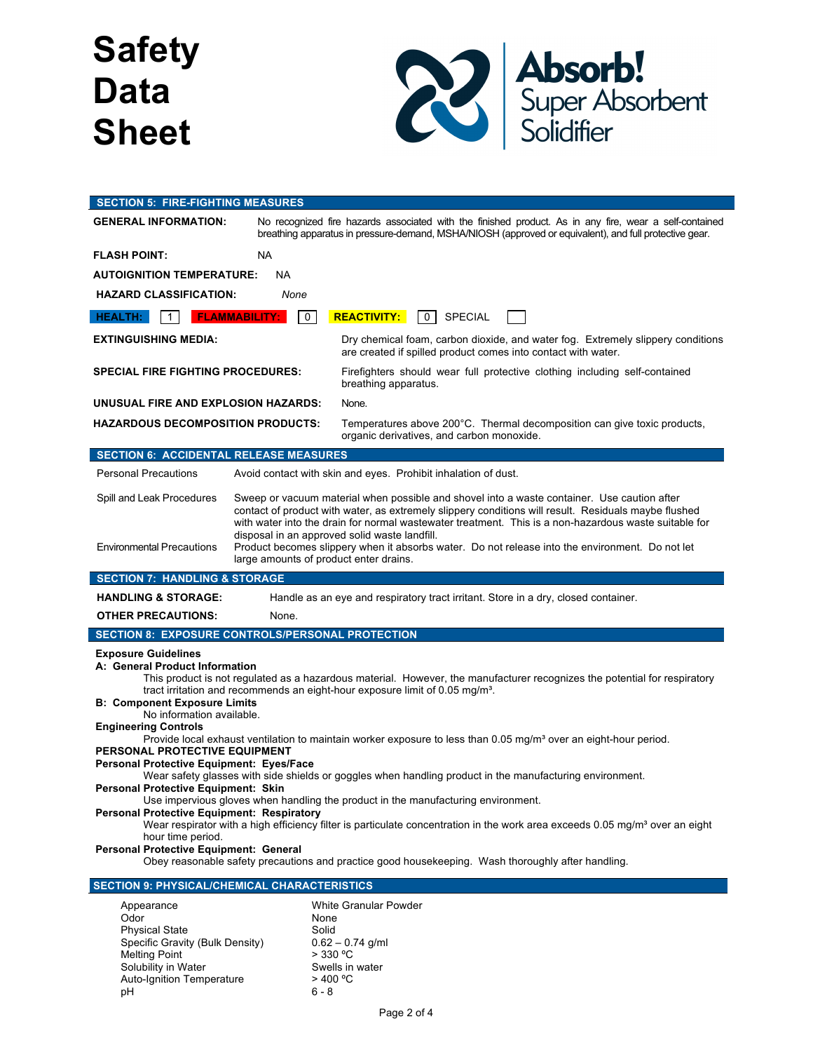# Safety Data Sheet

**Absorb!** Super Absorbent Solidifier

## SECTION 5: FIRE-FIGHTING MEASURES

**GENERAL INFORMATION:** No recognized fire hazards associated with the finished product. As in any fire, wear a self-contained breathing apparatus in pressure-demand, MSHA/NIOSH (approved or equivalent), and full protective gear.

**FLASH POINT:** NA

**AUTOIGNITION TEMPERATURE:** NA

**HAZARD CLASSIFICATION:** *None*

**HEALTH:** 1 **FLAMMABILITY:** 0 **REACTIVITY:** 0 SPECIAL

**EXTINGUISHING MEDIA:** Dry chemical foam, carbon dioxide, and water fog. Extremely slippery conditions are created if spilled product comes into contact with water.

**SPECIAL FIRE FIGHTING PROCEDURES:** Firefighters should wear full protective clothing including self-contained breathing apparatus.

**UNUSUAL FIRE AND EXPLOSION HAZARDS:** None.

**HAZARDOUS DECOMPOSITION PRODUCTS:** Temperatures above 200°C. Thermal decomposition can give toxic products, organic derivatives, and carbon monoxide.

## SECTION 6: ACCIDENTAL RELEASE MEASURES

| | |
|---|---|
| Personal Precautions | Avoid contact with skin and eyes. Prohibit inhalation of dust. |
| Spill and Leak Procedures | Sweep or vacuum material when possible and shovel into a waste container. Use caution after contact of product with water, as extremely slippery conditions will result. Residuals maybe flushed with water into the drain for normal wastewater treatment. This is a non-hazardous waste suitable for disposal in an approved solid waste landfill. |
| Environmental Precautions | Product becomes slippery when it absorbs water. Do not release into the environment. Do not let large amounts of product enter drains. |

## SECTION 7: HANDLING & STORAGE

**HANDLING & STORAGE:** Handle as an eye and respiratory tract irritant. Store in a dry, closed container.

**OTHER PRECAUTIONS:** None.

## SECTION 8: EXPOSURE CONTROLS/PERSONAL PROTECTION

**Exposure Guidelines**

**A: General Product Information**

This product is not regulated as a hazardous material. However, the manufacturer recognizes the potential for respiratory tract irritation and recommends an eight-hour exposure limit of 0.05 mg/m³.

**B: Component Exposure Limits**

No information available.

**Engineering Controls**

Provide local exhaust ventilation to maintain worker exposure to less than 0.05 mg/m³ over an eight-hour period.

**PERSONAL PROTECTIVE EQUIPMENT**

**Personal Protective Equipment: Eyes/Face**

Wear safety glasses with side shields or goggles when handling product in the manufacturing environment.

**Personal Protective Equipment: Skin**

Use impervious gloves when handling the product in the manufacturing environment.

**Personal Protective Equipment: Respiratory**

Wear respirator with a high efficiency filter is particulate concentration in the work area exceeds 0.05 mg/m³ over an eight hour time period.

**Personal Protective Equipment: General**

Obey reasonable safety precautions and practice good housekeeping. Wash thoroughly after handling.

## SECTION 9: PHYSICAL/CHEMICAL CHARACTERISTICS

| | |
|---|---|
| Appearance | White Granular Powder |
| Odor | None |
| Physical State | Solid |
| Specific Gravity (Bulk Density) | 0.62 – 0.74 g/ml |
| Melting Point | > 330 ºC |
| Solubility in Water | Swells in water |
| Auto-Ignition Temperature | > 400 ºC |
| pH | 6 - 8 |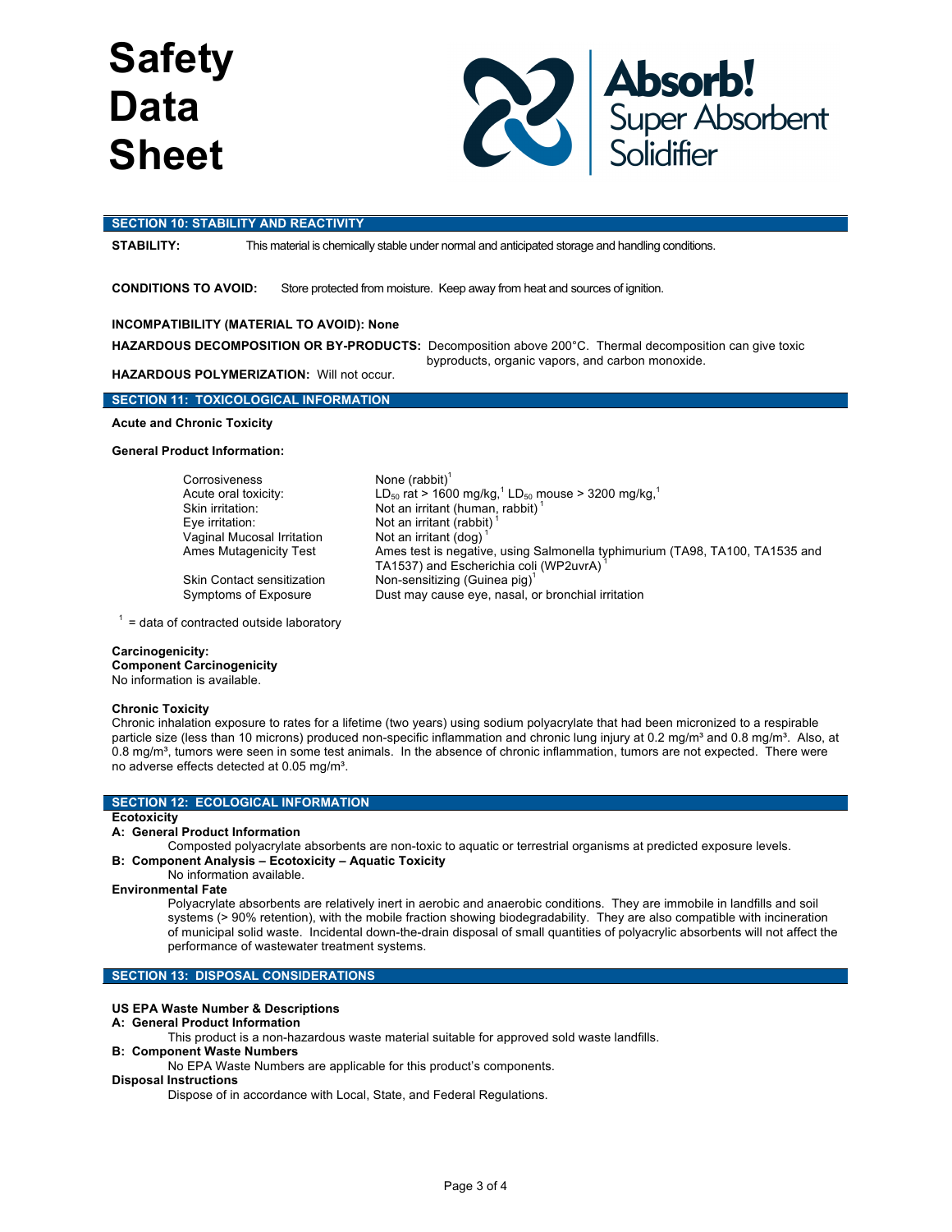# Safety Data Sheet

**Absorb!** Super Absorbent Solidifier

## SECTION 10: STABILITY AND REACTIVITY

**STABILITY:** This material is chemically stable under normal and anticipated storage and handling conditions.

**CONDITIONS TO AVOID:** Store protected from moisture. Keep away from heat and sources of ignition.

**INCOMPATIBILITY (MATERIAL TO AVOID): None**

**HAZARDOUS DECOMPOSITION OR BY-PRODUCTS:** Decomposition above 200°C. Thermal decomposition can give toxic byproducts, organic vapors, and carbon monoxide.

**HAZARDOUS POLYMERIZATION:** Will not occur.

## SECTION 11: TOXICOLOGICAL INFORMATION

**Acute and Chronic Toxicity**

**General Product Information:**

| | |
|---|---|
| Corrosiveness | None (rabbit)[1] |
| Acute oral toxicity: | $LD_{50}$ rat > 1600 mg/kg,[1] $LD_{50}$ mouse > 3200 mg/kg,[1] |
| Skin irritation: | Not an irritant (human, rabbit)[1] |
| Eye irritation: | Not an irritant (rabbit)[1] |
| Vaginal Mucosal Irritation | Not an irritant (dog)[1] |
| Ames Mutagenicity Test | Ames test is negative, using Salmonella typhimurium (TA98, TA100, TA1535 and TA1537) and Escherichia coli (WP2uvrA)[1] |
| Skin Contact sensitization | Non-sensitizing (Guinea pig)[1] |
| Symptoms of Exposure | Dust may cause eye, nasal, or bronchial irritation |

[1] = data of contracted outside laboratory

**Carcinogenicity:**
**Component Carcinogenicity**
No information is available.

**Chronic Toxicity**
Chronic inhalation exposure to rates for a lifetime (two years) using sodium polyacrylate that had been micronized to a respirable particle size (less than 10 microns) produced non-specific inflammation and chronic lung injury at 0.2 mg/m³ and 0.8 mg/m³. Also, at 0.8 mg/m³, tumors were seen in some test animals. In the absence of chronic inflammation, tumors are not expected. There were no adverse effects detected at 0.05 mg/m³.

## SECTION 12: ECOLOGICAL INFORMATION

**Ecotoxicity**

**A: General Product Information**

Composted polyacrylate absorbents are non-toxic to aquatic or terrestrial organisms at predicted exposure levels.

**B: Component Analysis – Ecotoxicity – Aquatic Toxicity**

No information available.

**Environmental Fate**

Polyacrylate absorbents are relatively inert in aerobic and anaerobic conditions. They are immobile in landfills and soil systems (> 90% retention), with the mobile fraction showing biodegradability. They are also compatible with incineration of municipal solid waste. Incidental down-the-drain disposal of small quantities of polyacrylic absorbents will not affect the performance of wastewater treatment systems.

## SECTION 13: DISPOSAL CONSIDERATIONS

**US EPA Waste Number & Descriptions**

**A: General Product Information**

This product is a non-hazardous waste material suitable for approved sold waste landfills.

**B: Component Waste Numbers**

No EPA Waste Numbers are applicable for this product's components.

**Disposal Instructions**

Dispose of in accordance with Local, State, and Federal Regulations.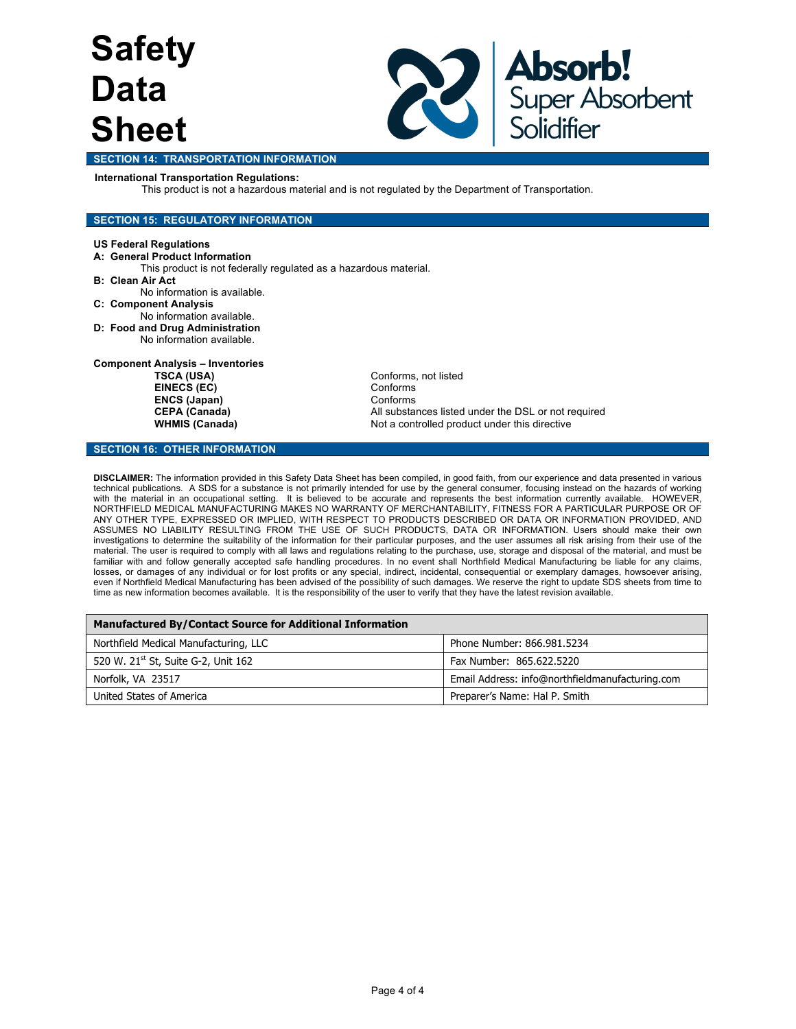# Safety Data Sheet

**Absorb!** Super Absorbent Solidifier

## SECTION 14: TRANSPORTATION INFORMATION

**International Transportation Regulations:**

This product is not a hazardous material and is not regulated by the Department of Transportation.

## SECTION 15: REGULATORY INFORMATION

**US Federal Regulations**

**A: General Product Information**

This product is not federally regulated as a hazardous material.

**B: Clean Air Act**

No information is available.

**C: Component Analysis**

No information available.

**D: Food and Drug Administration**

No information available.

**Component Analysis – Inventories**

| | |
|---|---|
| **TSCA (USA)** | Conforms, not listed |
| **EINECS (EC)** | Conforms |
| **ENCS (Japan)** | Conforms |
| **CEPA (Canada)** | All substances listed under the DSL or not required |
| **WHMIS (Canada)** | Not a controlled product under this directive |

## SECTION 16: OTHER INFORMATION

**DISCLAIMER:** The information provided in this Safety Data Sheet has been compiled, in good faith, from our experience and data presented in various technical publications. A SDS for a substance is not primarily intended for use by the general consumer, focusing instead on the hazards of working with the material in an occupational setting. It is believed to be accurate and represents the best information currently available. HOWEVER, NORTHFIELD MEDICAL MANUFACTURING MAKES NO WARRANTY OF MERCHANTABILITY, FITNESS FOR A PARTICULAR PURPOSE OR OF ANY OTHER TYPE, EXPRESSED OR IMPLIED, WITH RESPECT TO PRODUCTS DESCRIBED OR DATA OR INFORMATION PROVIDED, AND ASSUMES NO LIABILITY RESULTING FROM THE USE OF SUCH PRODUCTS, DATA OR INFORMATION. Users should make their own investigations to determine the suitability of the information for their particular purposes, and the user assumes all risk arising from their use of the material. The user is required to comply with all laws and regulations relating to the purchase, use, storage and disposal of the material, and must be familiar with and follow generally accepted safe handling procedures. In no event shall Northfield Medical Manufacturing be liable for any claims, losses, or damages of any individual or for lost profits or any special, indirect, incidental, consequential or exemplary damages, howsoever arising, even if Northfield Medical Manufacturing has been advised of the possibility of such damages. We reserve the right to update SDS sheets from time to time as new information becomes available. It is the responsibility of the user to verify that they have the latest revision available.

| **Manufactured By/Contact Source for Additional Information** | |
|---|---|
| Northfield Medical Manufacturing, LLC | Phone Number: 866.981.5234 |
| 520 W. 21st St, Suite G-2, Unit 162 | Fax Number: 865.622.5220 |
| Norfolk, VA 23517 | Email Address: info@northfieldmanufacturing.com |
| United States of America | Preparer's Name: Hal P. Smith |